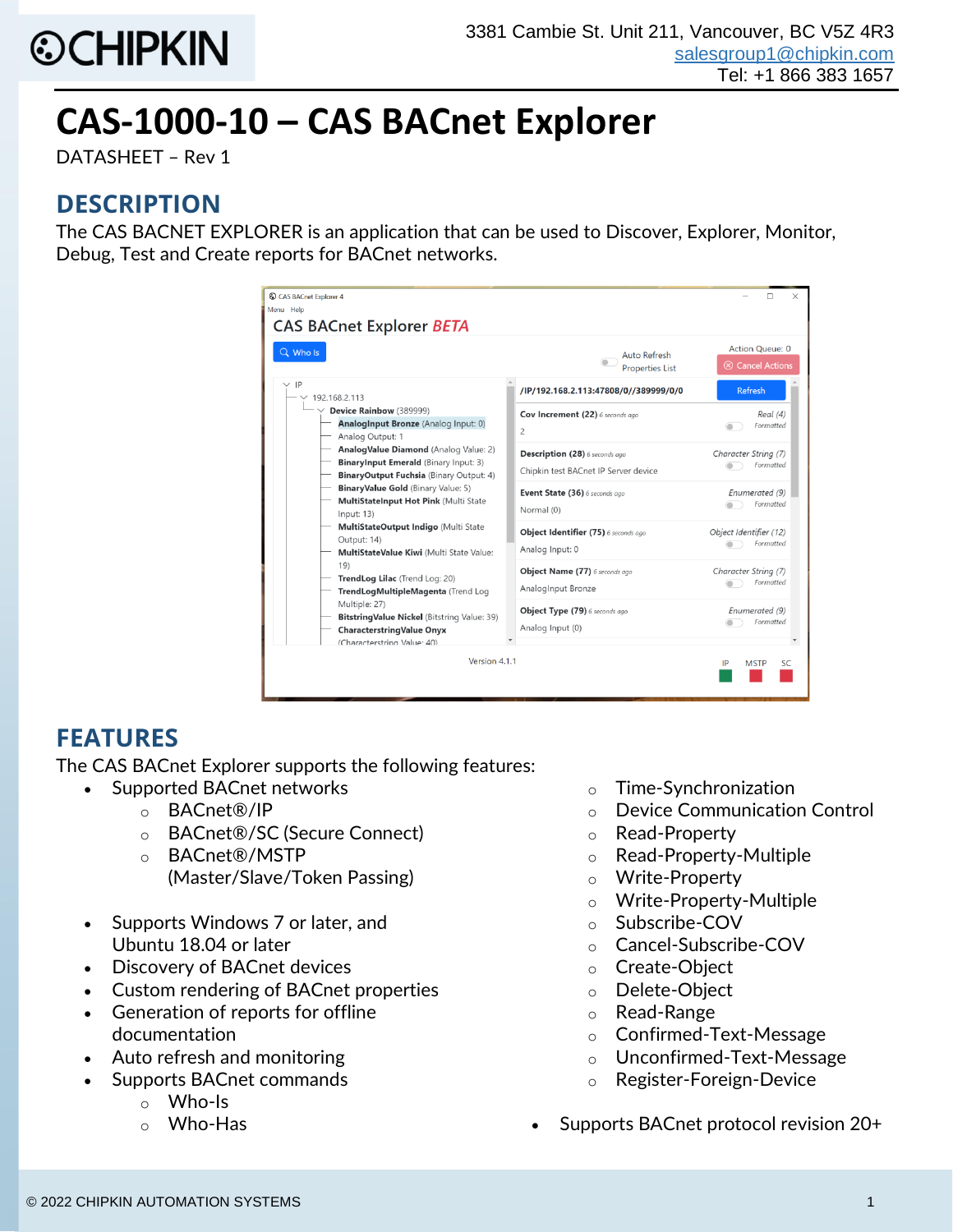3381 Cambie St. Unit 211, Vancouver, BC V5Z 4R3
salesgroup1@chipkin.com
Tel: +1 866 383 1657

# CAS-1000-10 – CAS BACnet Explorer

DATASHEET – Rev 1

## DESCRIPTION

The CAS BACNET EXPLORER is an application that can be used to Discover, Explorer, Monitor, Debug, Test and Create reports for BACnet networks.

## FEATURES

The CAS BACnet Explorer supports the following features:

- Supported BACnet networks
  - BACnet®/IP
  - BACnet®/SC (Secure Connect)
  - BACnet®/MSTP (Master/Slave/Token Passing)
- Supports Windows 7 or later, and Ubuntu 18.04 or later
- Discovery of BACnet devices
- Custom rendering of BACnet properties
- Generation of reports for offline documentation
- Auto refresh and monitoring
- Supports BACnet commands
  - Who-Is
  - Who-Has
  - Time-Synchronization
  - Device Communication Control
  - Read-Property
  - Read-Property-Multiple
  - Write-Property
  - Write-Property-Multiple
  - Subscribe-COV
  - Cancel-Subscribe-COV
  - Create-Object
  - Delete-Object
  - Read-Range
  - Confirmed-Text-Message
  - Unconfirmed-Text-Message
  - Register-Foreign-Device
- Supports BACnet protocol revision 20+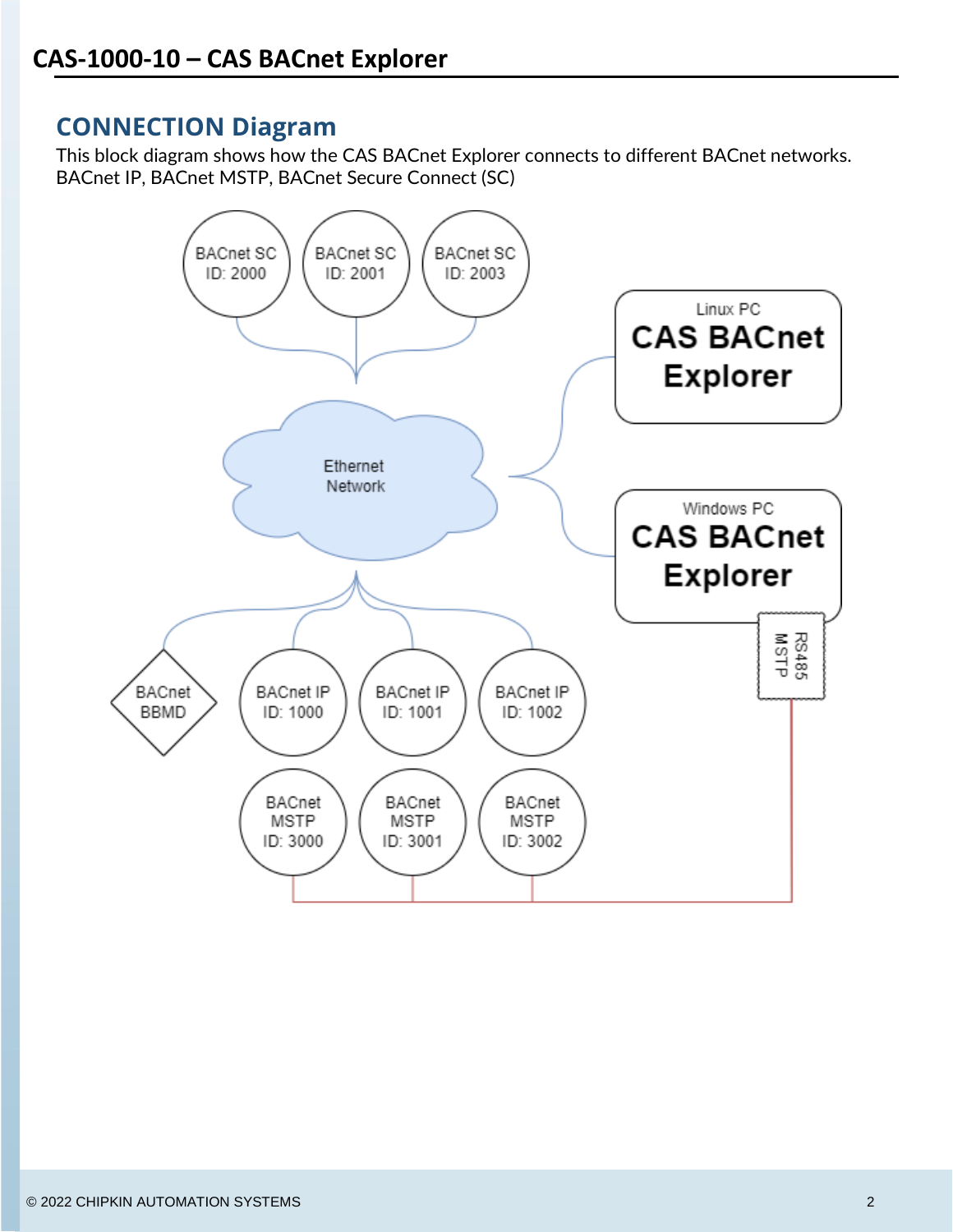## CONNECTION Diagram

This block diagram shows how the CAS BACnet Explorer connects to different BACnet networks. BACnet IP, BACnet MSTP, BACnet Secure Connect (SC)

BACnet SC ID: 2000

BACnet SC ID: 2001

BACnet SC ID: 2003

Linux PC

CAS BACnet Explorer

Ethernet Network

Windows PC

CAS BACnet Explorer

RS485 MSTP

BACnet BBMD

BACnet IP ID: 1000

BACnet IP ID: 1001

BACnet IP ID: 1002

BACnet MSTP ID: 3000

BACnet MSTP ID: 3001

BACnet MSTP ID: 3002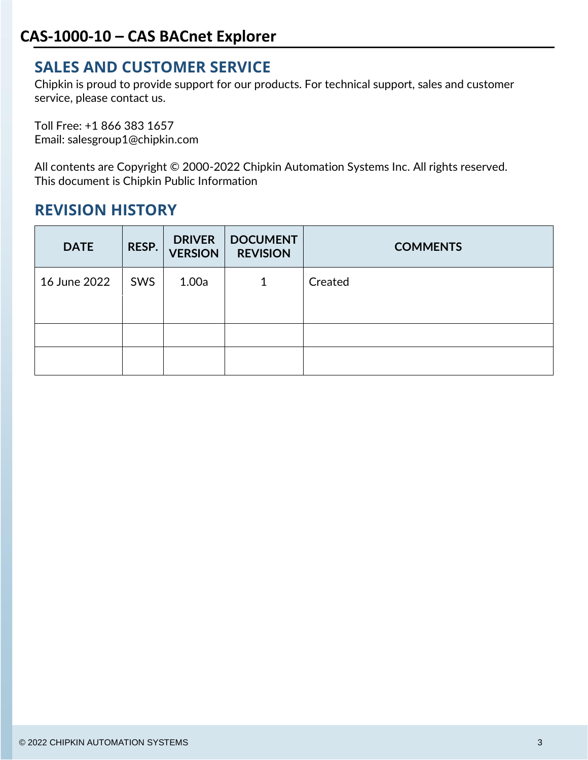## SALES AND CUSTOMER SERVICE

Chipkin is proud to provide support for our products. For technical support, sales and customer service, please contact us.

Toll Free: +1 866 383 1657
Email: salesgroup1@chipkin.com

All contents are Copyright © 2000-2022 Chipkin Automation Systems Inc. All rights reserved.
This document is Chipkin Public Information

## REVISION HISTORY

| DATE | RESP. | DRIVER VERSION | DOCUMENT REVISION | COMMENTS |
| --- | --- | --- | --- | --- |
| 16 June 2022 | SWS | 1.00a | 1 | Created |
| | | | | |
| | | | | |